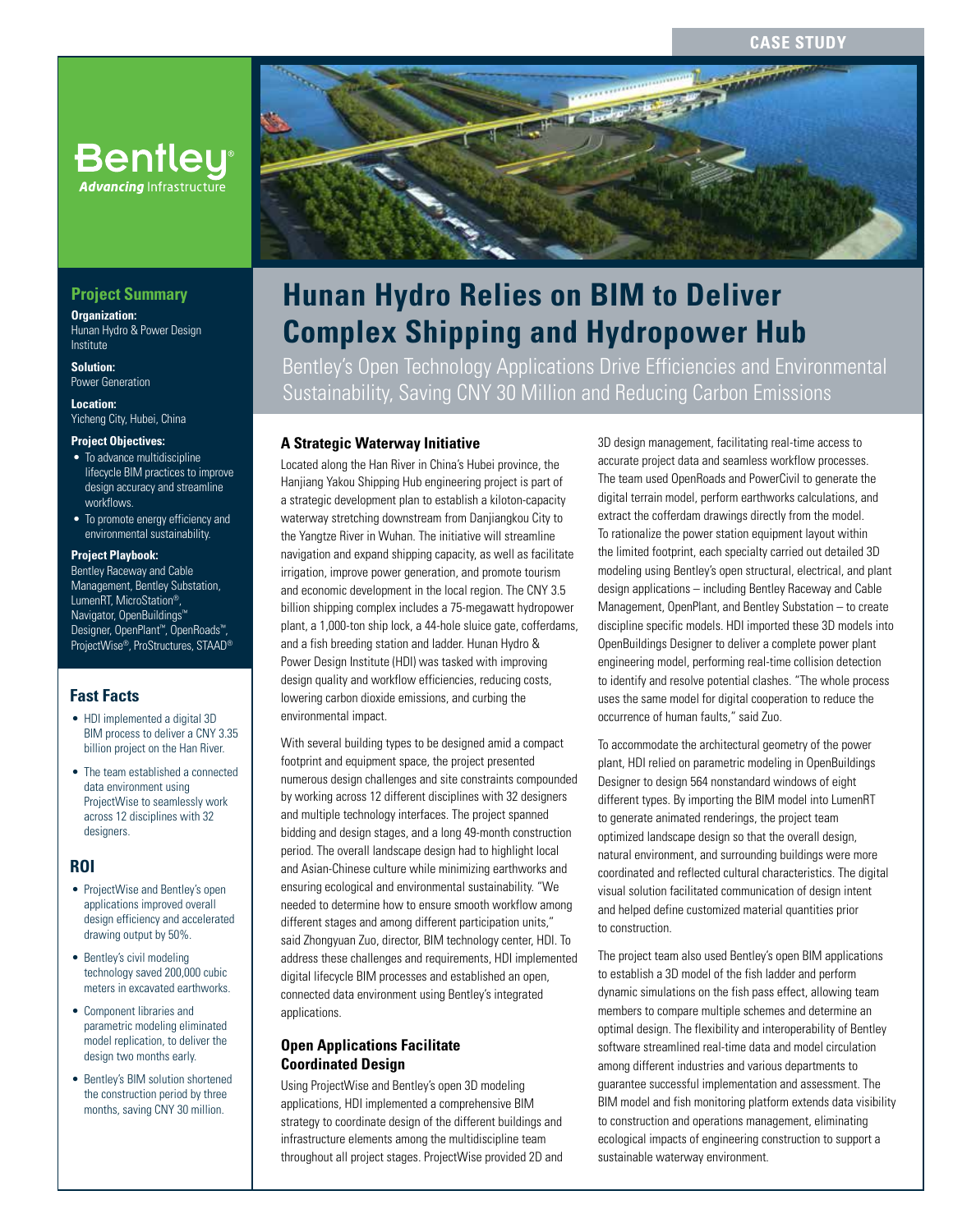CASE STUDY

# Hunan Hydro Relies on BIM to Deliver Complex Shipping and Hydropower Hub

Bentley's Open Technology Applications Drive Efficiencies and Environmental Sustainability, Saving CNY 30 Million and Reducing Carbon Emissions

## Project Summary

**Organization:**
Hunan Hydro & Power Design Institute

**Solution:**
Power Generation

**Location:**
Yicheng City, Hubei, China

**Project Objectives:**

- To advance multidiscipline lifecycle BIM practices to improve design accuracy and streamline workflows.
- To promote energy efficiency and environmental sustainability.

**Project Playbook:**
Bentley Raceway and Cable Management, Bentley Substation, LumenRT, MicroStation®, Navigator, OpenBuildings™ Designer, OpenPlant™, OpenRoads™, ProjectWise®, ProStructures, STAAD®

## Fast Facts

- HDI implemented a digital 3D BIM process to deliver a CNY 3.35 billion project on the Han River.
- The team established a connected data environment using ProjectWise to seamlessly work across 12 disciplines with 32 designers.

## ROI

- ProjectWise and Bentley's open applications improved overall design efficiency and accelerated drawing output by 50%.
- Bentley's civil modeling technology saved 200,000 cubic meters in excavated earthworks.
- Component libraries and parametric modeling eliminated model replication, to deliver the design two months early.
- Bentley's BIM solution shortened the construction period by three months, saving CNY 30 million.

### A Strategic Waterway Initiative

Located along the Han River in China's Hubei province, the Hanjiang Yakou Shipping Hub engineering project is part of a strategic development plan to establish a kiloton-capacity waterway stretching downstream from Danjiangkou City to the Yangtze River in Wuhan. The initiative will streamline navigation and expand shipping capacity, as well as facilitate irrigation, improve power generation, and promote tourism and economic development in the local region. The CNY 3.5 billion shipping complex includes a 75-megawatt hydropower plant, a 1,000-ton ship lock, a 44-hole sluice gate, cofferdams, and a fish breeding station and ladder. Hunan Hydro & Power Design Institute (HDI) was tasked with improving design quality and workflow efficiencies, reducing costs, lowering carbon dioxide emissions, and curbing the environmental impact.

With several building types to be designed amid a compact footprint and equipment space, the project presented numerous design challenges and site constraints compounded by working across 12 different disciplines with 32 designers and multiple technology interfaces. The project spanned bidding and design stages, and a long 49-month construction period. The overall landscape design had to highlight local and Asian-Chinese culture while minimizing earthworks and ensuring ecological and environmental sustainability. "We needed to determine how to ensure smooth workflow among different stages and among different participation units," said Zhongyuan Zuo, director, BIM technology center, HDI. To address these challenges and requirements, HDI implemented digital lifecycle BIM processes and established an open, connected data environment using Bentley's integrated applications.

### Open Applications Facilitate Coordinated Design

Using ProjectWise and Bentley's open 3D modeling applications, HDI implemented a comprehensive BIM strategy to coordinate design of the different buildings and infrastructure elements among the multidiscipline team throughout all project stages. ProjectWise provided 2D and 3D design management, facilitating real-time access to accurate project data and seamless workflow processes. The team used OpenRoads and PowerCivil to generate the digital terrain model, perform earthworks calculations, and extract the cofferdam drawings directly from the model. To rationalize the power station equipment layout within the limited footprint, each specialty carried out detailed 3D modeling using Bentley's open structural, electrical, and plant design applications – including Bentley Raceway and Cable Management, OpenPlant, and Bentley Substation – to create discipline specific models. HDI imported these 3D models into OpenBuildings Designer to deliver a complete power plant engineering model, performing real-time collision detection to identify and resolve potential clashes. "The whole process uses the same model for digital cooperation to reduce the occurrence of human faults," said Zuo.

To accommodate the architectural geometry of the power plant, HDI relied on parametric modeling in OpenBuildings Designer to design 564 nonstandard windows of eight different types. By importing the BIM model into LumenRT to generate animated renderings, the project team optimized landscape design so that the overall design, natural environment, and surrounding buildings were more coordinated and reflected cultural characteristics. The digital visual solution facilitated communication of design intent and helped define customized material quantities prior to construction.

The project team also used Bentley's open BIM applications to establish a 3D model of the fish ladder and perform dynamic simulations on the fish pass effect, allowing team members to compare multiple schemes and determine an optimal design. The flexibility and interoperability of Bentley software streamlined real-time data and model circulation among different industries and various departments to guarantee successful implementation and assessment. The BIM model and fish monitoring platform extends data visibility to construction and operations management, eliminating ecological impacts of engineering construction to support a sustainable waterway environment.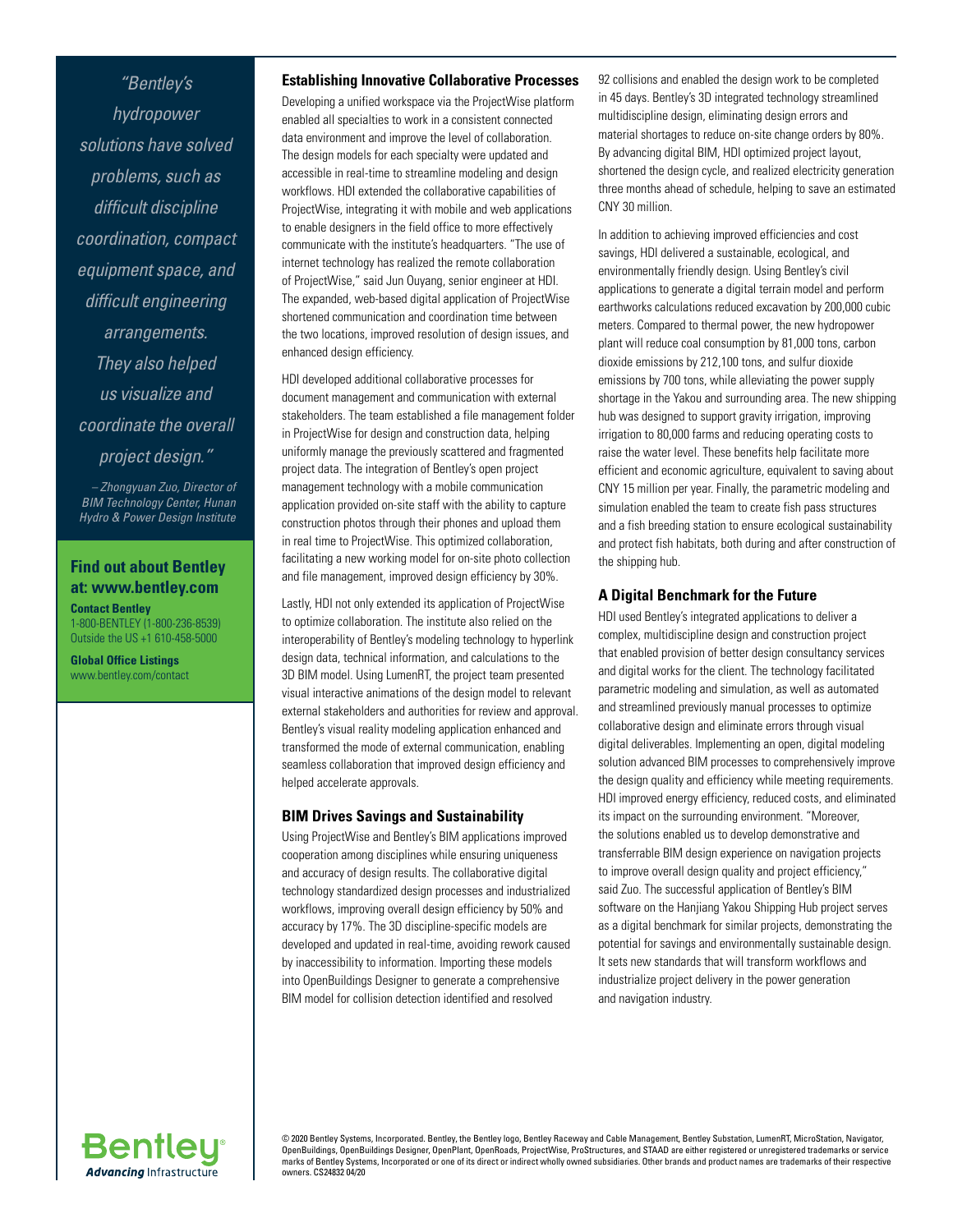*"Bentley's hydropower solutions have solved problems, such as difficult discipline coordination, compact equipment space, and difficult engineering arrangements. They also helped us visualize and coordinate the overall project design."*

*– Zhongyuan Zuo, Director of BIM Technology Center, Hunan Hydro & Power Design Institute*

## Establishing Innovative Collaborative Processes

Developing a unified workspace via the ProjectWise platform enabled all specialties to work in a consistent connected data environment and improve the level of collaboration. The design models for each specialty were updated and accessible in real-time to streamline modeling and design workflows. HDI extended the collaborative capabilities of ProjectWise, integrating it with mobile and web applications to enable designers in the field office to more effectively communicate with the institute's headquarters. "The use of internet technology has realized the remote collaboration of ProjectWise," said Jun Ouyang, senior engineer at HDI. The expanded, web-based digital application of ProjectWise shortened communication and coordination time between the two locations, improved resolution of design issues, and enhanced design efficiency.

HDI developed additional collaborative processes for document management and communication with external stakeholders. The team established a file management folder in ProjectWise for design and construction data, helping uniformly manage the previously scattered and fragmented project data. The integration of Bentley's open project management technology with a mobile communication application provided on-site staff with the ability to capture construction photos through their phones and upload them in real time to ProjectWise. This optimized collaboration, facilitating a new working model for on-site photo collection and file management, improved design efficiency by 30%.

Lastly, HDI not only extended its application of ProjectWise to optimize collaboration. The institute also relied on the interoperability of Bentley's modeling technology to hyperlink design data, technical information, and calculations to the 3D BIM model. Using LumenRT, the project team presented visual interactive animations of the design model to relevant external stakeholders and authorities for review and approval. Bentley's visual reality modeling application enhanced and transformed the mode of external communication, enabling seamless collaboration that improved design efficiency and helped accelerate approvals.

## BIM Drives Savings and Sustainability

Using ProjectWise and Bentley's BIM applications improved cooperation among disciplines while ensuring uniqueness and accuracy of design results. The collaborative digital technology standardized design processes and industrialized workflows, improving overall design efficiency by 50% and accuracy by 17%. The 3D discipline-specific models are developed and updated in real-time, avoiding rework caused by inaccessibility to information. Importing these models into OpenBuildings Designer to generate a comprehensive BIM model for collision detection identified and resolved 92 collisions and enabled the design work to be completed in 45 days. Bentley's 3D integrated technology streamlined multidiscipline design, eliminating design errors and material shortages to reduce on-site change orders by 80%. By advancing digital BIM, HDI optimized project layout, shortened the design cycle, and realized electricity generation three months ahead of schedule, helping to save an estimated CNY 30 million.

In addition to achieving improved efficiencies and cost savings, HDI delivered a sustainable, ecological, and environmentally friendly design. Using Bentley's civil applications to generate a digital terrain model and perform earthworks calculations reduced excavation by 200,000 cubic meters. Compared to thermal power, the new hydropower plant will reduce coal consumption by 81,000 tons, carbon dioxide emissions by 212,100 tons, and sulfur dioxide emissions by 700 tons, while alleviating the power supply shortage in the Yakou and surrounding area. The new shipping hub was designed to support gravity irrigation, improving irrigation to 80,000 farms and reducing operating costs to raise the water level. These benefits help facilitate more efficient and economic agriculture, equivalent to saving about CNY 15 million per year. Finally, the parametric modeling and simulation enabled the team to create fish pass structures and a fish breeding station to ensure ecological sustainability and protect fish habitats, both during and after construction of the shipping hub.

## A Digital Benchmark for the Future

HDI used Bentley's integrated applications to deliver a complex, multidiscipline design and construction project that enabled provision of better design consultancy services and digital works for the client. The technology facilitated parametric modeling and simulation, as well as automated and streamlined previously manual processes to optimize collaborative design and eliminate errors through visual digital deliverables. Implementing an open, digital modeling solution advanced BIM processes to comprehensively improve the design quality and efficiency while meeting requirements. HDI improved energy efficiency, reduced costs, and eliminated its impact on the surrounding environment. "Moreover, the solutions enabled us to develop demonstrative and transferrable BIM design experience on navigation projects to improve overall design quality and project efficiency," said Zuo. The successful application of Bentley's BIM software on the Hanjiang Yakou Shipping Hub project serves as a digital benchmark for similar projects, demonstrating the potential for savings and environmentally sustainable design. It sets new standards that will transform workflows and industrialize project delivery in the power generation and navigation industry.

**Find out about Bentley at: www.bentley.com**

**Contact Bentley**
1-800-BENTLEY (1-800-236-8539)
Outside the US +1 610-458-5000

**Global Office Listings**
www.bentley.com/contact

© 2020 Bentley Systems, Incorporated. Bentley, the Bentley logo, Bentley Raceway and Cable Management, Bentley Substation, LumenRT, MicroStation, Navigator, OpenBuildings, OpenBuildings Designer, OpenPlant, OpenRoads, ProjectWise, ProStructures, and STAAD are either registered or unregistered trademarks or service marks of Bentley Systems, Incorporated or one of its direct or indirect wholly owned subsidiaries. Other brands and product names are trademarks of their respective owners. CS24832 04/20